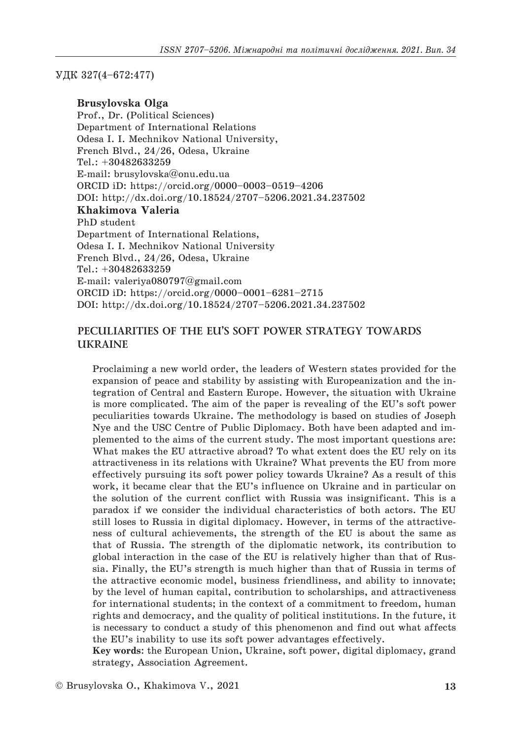УДК 327(4–672:477)

**Brusylovska Olga**
Prof., Dr. (Political Sciences)
Department of International Relations
Odesa I. I. Mechnikov National University,
French Blvd., 24/26, Odesa, Ukraine
Tel.: +30482633259
E-mail: brusylovska@onu.edu.ua
ORCID iD: https://orcid.org/0000–0003–0519–4206
DOI: http://dx.doi.org/10.18524/2707–5206.2021.34.237502

**Khakimova Valeria**
PhD student
Department of International Relations,
Odesa I. I. Mechnikov National University
French Blvd., 24/26, Odesa, Ukraine
Tel.: +30482633259
E-mail: valeriya080797@gmail.com
ORCID iD: https://orcid.org/0000–0001–6281–2715
DOI: http://dx.doi.org/10.18524/2707–5206.2021.34.237502

# PECULIARITIES OF THE EU'S SOFT POWER STRATEGY TOWARDS UKRAINE

Proclaiming a new world order, the leaders of Western states provided for the expansion of peace and stability by assisting with Europeanization and the integration of Central and Eastern Europe. However, the situation with Ukraine is more complicated. The aim of the paper is revealing of the EU's soft power peculiarities towards Ukraine. The methodology is based on studies of Joseph Nye and the USC Centre of Public Diplomacy. Both have been adapted and implemented to the aims of the current study. The most important questions are: What makes the EU attractive abroad? To what extent does the EU rely on its attractiveness in its relations with Ukraine? What prevents the EU from more effectively pursuing its soft power policy towards Ukraine? As a result of this work, it became clear that the EU's influence on Ukraine and in particular on the solution of the current conflict with Russia was insignificant. This is a paradox if we consider the individual characteristics of both actors. The EU still loses to Russia in digital diplomacy. However, in terms of the attractiveness of cultural achievements, the strength of the EU is about the same as that of Russia. The strength of the diplomatic network, its contribution to global interaction in the case of the EU is relatively higher than that of Russia. Finally, the EU's strength is much higher than that of Russia in terms of the attractive economic model, business friendliness, and ability to innovate; by the level of human capital, contribution to scholarships, and attractiveness for international students; in the context of a commitment to freedom, human rights and democracy, and the quality of political institutions. In the future, it is necessary to conduct a study of this phenomenon and find out what affects the EU's inability to use its soft power advantages effectively.

**Key words**: the European Union, Ukraine, soft power, digital diplomacy, grand strategy, Association Agreement.

© Brusylovska O., Khakimova V., 2021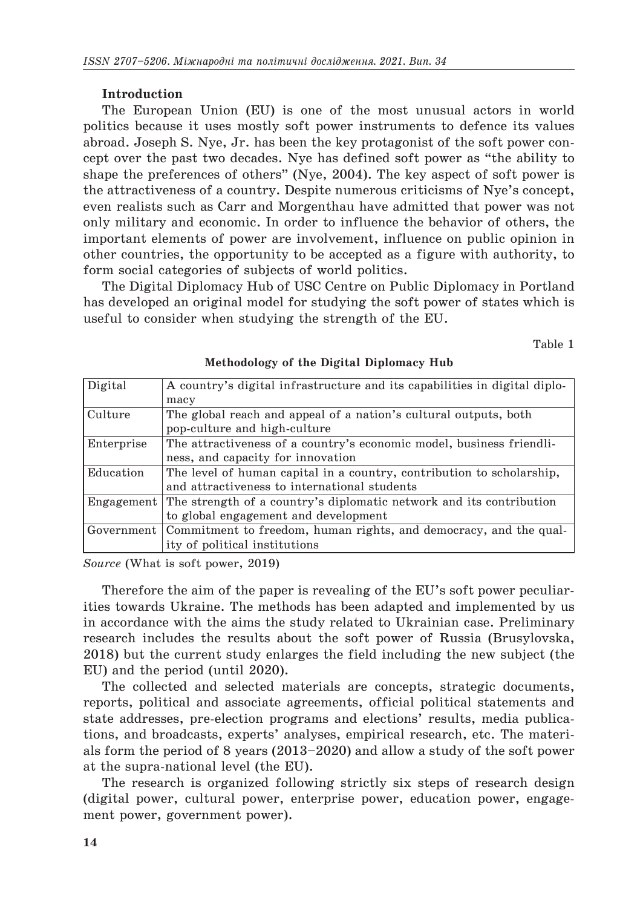**Introduction**

The European Union (EU) is one of the most unusual actors in world politics because it uses mostly soft power instruments to defence its values abroad. Joseph S. Nye, Jr. has been the key protagonist of the soft power concept over the past two decades. Nye has defined soft power as "the ability to shape the preferences of others" (Nye, 2004). The key aspect of soft power is the attractiveness of a country. Despite numerous criticisms of Nye's concept, even realists such as Carr and Morgenthau have admitted that power was not only military and economic. In order to influence the behavior of others, the important elements of power are involvement, influence on public opinion in other countries, the opportunity to be accepted as a figure with authority, to form social categories of subjects of world politics.

The Digital Diplomacy Hub of USC Centre on Public Diplomacy in Portland has developed an original model for studying the soft power of states which is useful to consider when studying the strength of the EU.

Table 1

**Methodology of the Digital Diplomacy Hub**

| | |
|---|---|
| Digital | A country's digital infrastructure and its capabilities in digital diplomacy |
| Culture | The global reach and appeal of a nation's cultural outputs, both pop-culture and high-culture |
| Enterprise | The attractiveness of a country's economic model, business friendliness, and capacity for innovation |
| Education | The level of human capital in a country, contribution to scholarship, and attractiveness to international students |
| Engagement | The strength of a country's diplomatic network and its contribution to global engagement and development |
| Government | Commitment to freedom, human rights, and democracy, and the quality of political institutions |

*Source* (What is soft power, 2019)

Therefore the aim of the paper is revealing of the EU's soft power peculiarities towards Ukraine. The methods has been adapted and implemented by us in accordance with the aims the study related to Ukrainian case. Preliminary research includes the results about the soft power of Russia (Brusylovska, 2018) but the current study enlarges the field including the new subject (the EU) and the period (until 2020).

The collected and selected materials are concepts, strategic documents, reports, political and associate agreements, official political statements and state addresses, pre-election programs and elections' results, media publications, and broadcasts, experts' analyses, empirical research, etc. The materials form the period of 8 years (2013–2020) and allow a study of the soft power at the supra-national level (the EU).

The research is organized following strictly six steps of research design (digital power, cultural power, enterprise power, education power, engagement power, government power).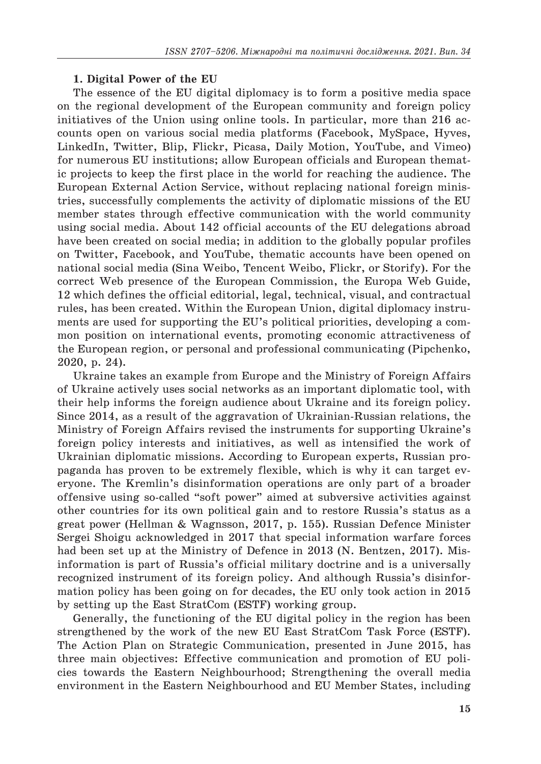## 1. Digital Power of the EU

The essence of the EU digital diplomacy is to form a positive media space on the regional development of the European community and foreign policy initiatives of the Union using online tools. In particular, more than 216 accounts open on various social media platforms (Facebook, MySpace, Hyves, LinkedIn, Twitter, Blip, Flickr, Picasa, Daily Motion, YouTube, and Vimeo) for numerous EU institutions; allow European officials and European thematic projects to keep the first place in the world for reaching the audience. The European External Action Service, without replacing national foreign ministries, successfully complements the activity of diplomatic missions of the EU member states through effective communication with the world community using social media. About 142 official accounts of the EU delegations abroad have been created on social media; in addition to the globally popular profiles on Twitter, Facebook, and YouTube, thematic accounts have been opened on national social media (Sina Weibo, Tencent Weibo, Flickr, or Storify). For the correct Web presence of the European Commission, the Europa Web Guide, 12 which defines the official editorial, legal, technical, visual, and contractual rules, has been created. Within the European Union, digital diplomacy instruments are used for supporting the EU's political priorities, developing a common position on international events, promoting economic attractiveness of the European region, or personal and professional communicating (Pipchenko, 2020, p. 24).

Ukraine takes an example from Europe and the Ministry of Foreign Affairs of Ukraine actively uses social networks as an important diplomatic tool, with their help informs the foreign audience about Ukraine and its foreign policy. Since 2014, as a result of the aggravation of Ukrainian-Russian relations, the Ministry of Foreign Affairs revised the instruments for supporting Ukraine's foreign policy interests and initiatives, as well as intensified the work of Ukrainian diplomatic missions. According to European experts, Russian propaganda has proven to be extremely flexible, which is why it can target everyone. The Kremlin's disinformation operations are only part of a broader offensive using so-called "soft power" aimed at subversive activities against other countries for its own political gain and to restore Russia's status as a great power (Hellman & Wagnsson, 2017, p. 155). Russian Defence Minister Sergei Shoigu acknowledged in 2017 that special information warfare forces had been set up at the Ministry of Defence in 2013 (N. Bentzen, 2017). Misinformation is part of Russia's official military doctrine and is a universally recognized instrument of its foreign policy. And although Russia's disinformation policy has been going on for decades, the EU only took action in 2015 by setting up the East StratCom (ESTF) working group.

Generally, the functioning of the EU digital policy in the region has been strengthened by the work of the new EU East StratCom Task Force (ESTF). The Action Plan on Strategic Communication, presented in June 2015, has three main objectives: Effective communication and promotion of EU policies towards the Eastern Neighbourhood; Strengthening the overall media environment in the Eastern Neighbourhood and EU Member States, including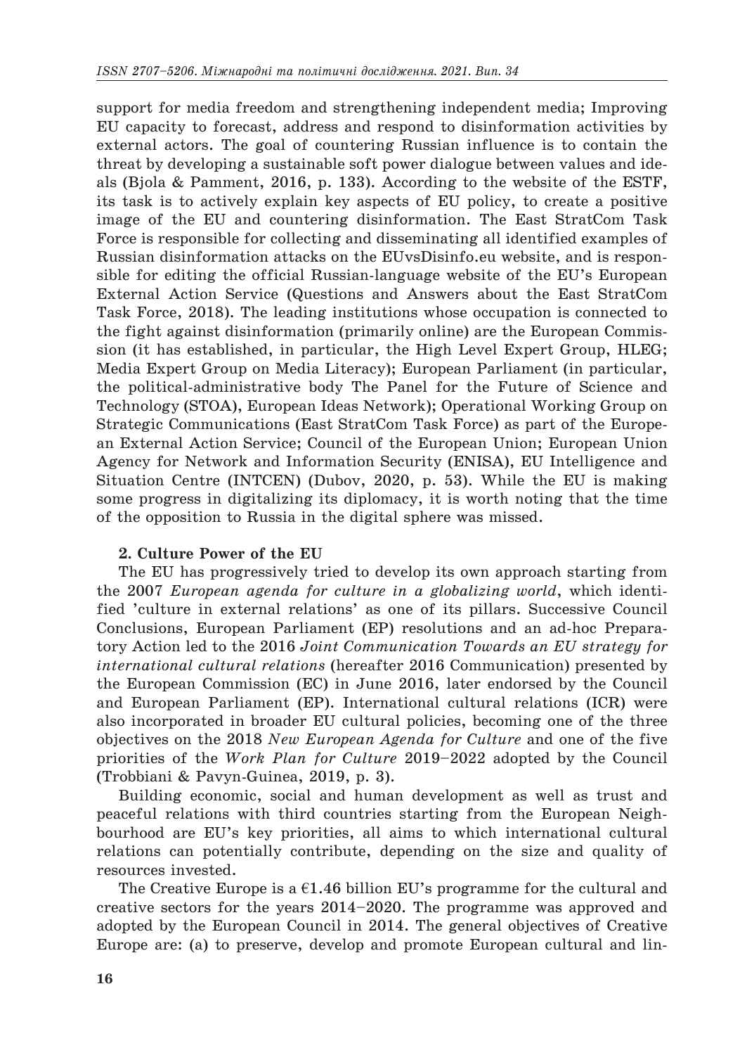support for media freedom and strengthening independent media; Improving EU capacity to forecast, address and respond to disinformation activities by external actors. The goal of countering Russian influence is to contain the threat by developing a sustainable soft power dialogue between values and ideals (Bjola & Pamment, 2016, p. 133). According to the website of the ESTF, its task is to actively explain key aspects of EU policy, to create a positive image of the EU and countering disinformation. The East StratCom Task Force is responsible for collecting and disseminating all identified examples of Russian disinformation attacks on the EUvsDisinfo.eu website, and is responsible for editing the official Russian-language website of the EU's European External Action Service (Questions and Answers about the East StratCom Task Force, 2018). The leading institutions whose occupation is connected to the fight against disinformation (primarily online) are the European Commission (it has established, in particular, the High Level Expert Group, HLEG; Media Expert Group on Media Literacy); European Parliament (in particular, the political-administrative body The Panel for the Future of Science and Technology (STOA), European Ideas Network); Operational Working Group on Strategic Communications (East StratCom Task Force) as part of the European External Action Service; Council of the European Union; European Union Agency for Network and Information Security (ENISA), EU Intelligence and Situation Centre (INTCEN) (Dubov, 2020, p. 53). While the EU is making some progress in digitalizing its diplomacy, it is worth noting that the time of the opposition to Russia in the digital sphere was missed.

**2. Culture Power of the EU**

The EU has progressively tried to develop its own approach starting from the 2007 *European agenda for culture in a globalizing world*, which identified 'culture in external relations' as one of its pillars. Successive Council Conclusions, European Parliament (EP) resolutions and an ad-hoc Preparatory Action led to the 2016 *Joint Communication Towards an EU strategy for international cultural relations* (hereafter 2016 Communication) presented by the European Commission (EC) in June 2016, later endorsed by the Council and European Parliament (EP). International cultural relations (ICR) were also incorporated in broader EU cultural policies, becoming one of the three objectives on the 2018 *New European Agenda for Culture* and one of the five priorities of the *Work Plan for Culture* 2019–2022 adopted by the Council (Trobbiani & Pavyn-Guinea, 2019, p. 3).

Building economic, social and human development as well as trust and peaceful relations with third countries starting from the European Neighbourhood are EU's key priorities, all aims to which international cultural relations can potentially contribute, depending on the size and quality of resources invested.

The Creative Europe is a €1.46 billion EU's programme for the cultural and creative sectors for the years 2014–2020. The programme was approved and adopted by the European Council in 2014. The general objectives of Creative Europe are: (a) to preserve, develop and promote European cultural and lin-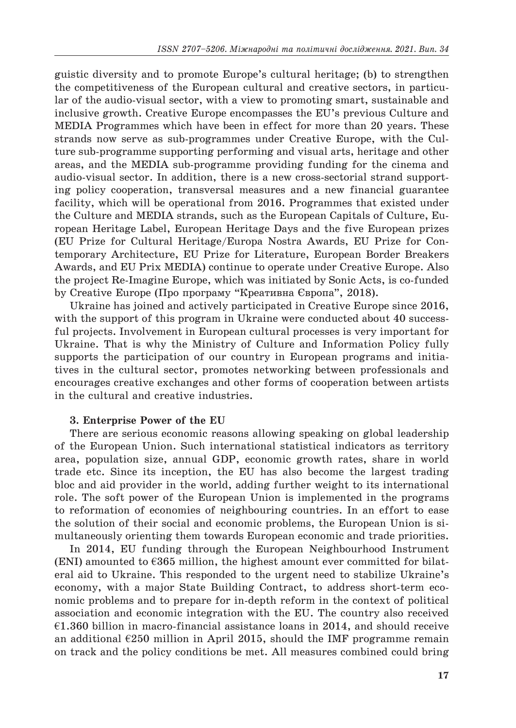guistic diversity and to promote Europe's cultural heritage; (b) to strengthen the competitiveness of the European cultural and creative sectors, in particular of the audio-visual sector, with a view to promoting smart, sustainable and inclusive growth. Creative Europe encompasses the EU's previous Culture and MEDIA Programmes which have been in effect for more than 20 years. These strands now serve as sub-programmes under Creative Europe, with the Culture sub-programme supporting performing and visual arts, heritage and other areas, and the MEDIA sub-programme providing funding for the cinema and audio-visual sector. In addition, there is a new cross-sectorial strand supporting policy cooperation, transversal measures and a new financial guarantee facility, which will be operational from 2016. Programmes that existed under the Culture and MEDIA strands, such as the European Capitals of Culture, European Heritage Label, European Heritage Days and the five European prizes (EU Prize for Cultural Heritage/Europa Nostra Awards, EU Prize for Contemporary Architecture, EU Prize for Literature, European Border Breakers Awards, and EU Prix MEDIA) continue to operate under Creative Europe. Also the project Re-Imagine Europe, which was initiated by Sonic Acts, is co-funded by Creative Europe (Про програму "Креативна Європа", 2018).

Ukraine has joined and actively participated in Creative Europe since 2016, with the support of this program in Ukraine were conducted about 40 successful projects. Involvement in European cultural processes is very important for Ukraine. That is why the Ministry of Culture and Information Policy fully supports the participation of our country in European programs and initiatives in the cultural sector, promotes networking between professionals and encourages creative exchanges and other forms of cooperation between artists in the cultural and creative industries.

### 3. Enterprise Power of the EU

There are serious economic reasons allowing speaking on global leadership of the European Union. Such international statistical indicators as territory area, population size, annual GDP, economic growth rates, share in world trade etc. Since its inception, the EU has also become the largest trading bloc and aid provider in the world, adding further weight to its international role. The soft power of the European Union is implemented in the programs to reformation of economies of neighbouring countries. In an effort to ease the solution of their social and economic problems, the European Union is simultaneously orienting them towards European economic and trade priorities.

In 2014, EU funding through the European Neighbourhood Instrument (ENI) amounted to €365 million, the highest amount ever committed for bilateral aid to Ukraine. This responded to the urgent need to stabilize Ukraine's economy, with a major State Building Contract, to address short-term economic problems and to prepare for in-depth reform in the context of political association and economic integration with the EU. The country also received €1.360 billion in macro-financial assistance loans in 2014, and should receive an additional €250 million in April 2015, should the IMF programme remain on track and the policy conditions be met. All measures combined could bring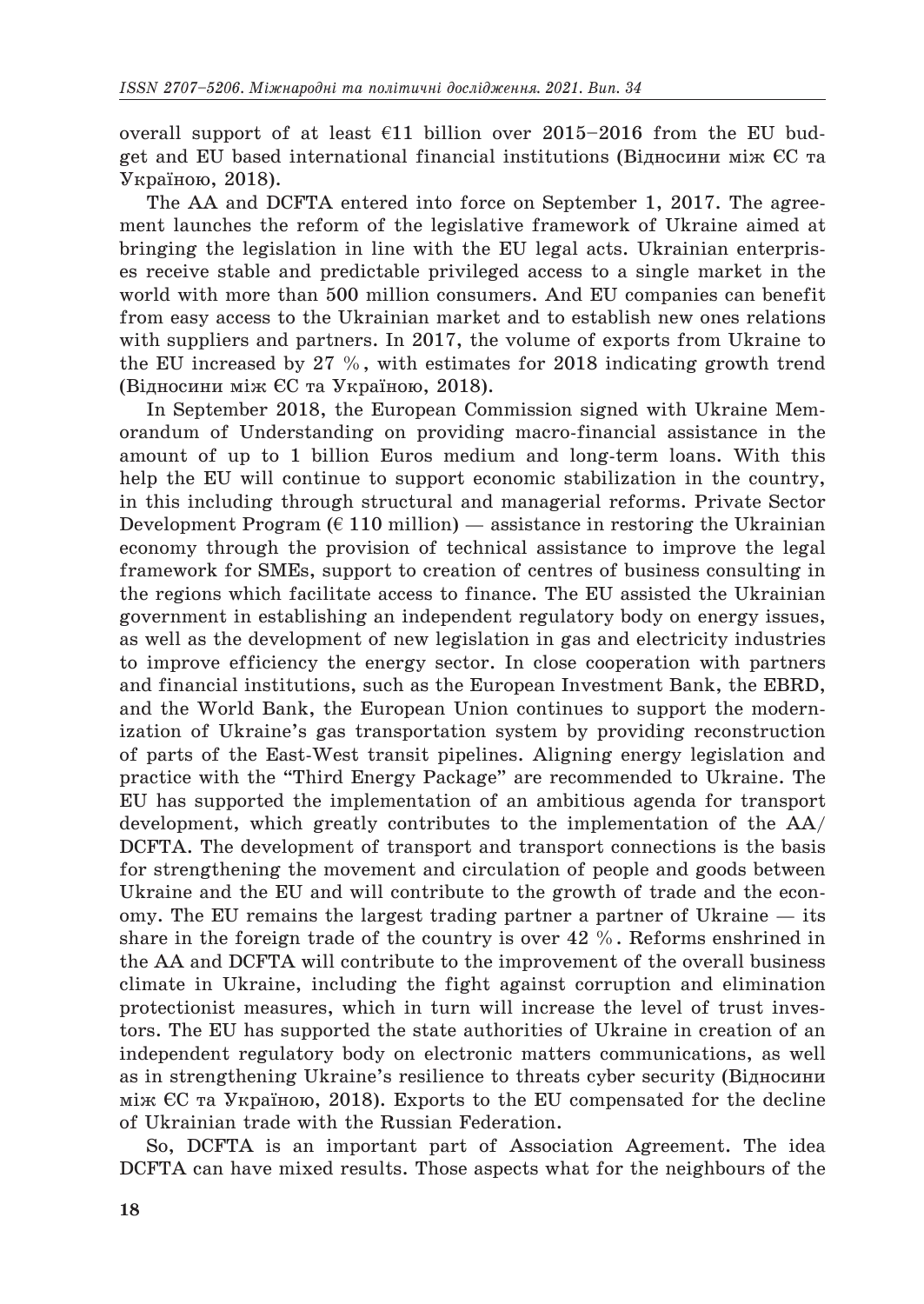overall support of at least €11 billion over 2015–2016 from the EU budget and EU based international financial institutions (Відносини між ЄС та Україною, 2018).

The AA and DCFTA entered into force on September 1, 2017. The agreement launches the reform of the legislative framework of Ukraine aimed at bringing the legislation in line with the EU legal acts. Ukrainian enterprises receive stable and predictable privileged access to a single market in the world with more than 500 million consumers. And EU companies can benefit from easy access to the Ukrainian market and to establish new ones relations with suppliers and partners. In 2017, the volume of exports from Ukraine to the EU increased by 27 %, with estimates for 2018 indicating growth trend (Відносини між ЄС та Україною, 2018).

In September 2018, the European Commission signed with Ukraine Memorandum of Understanding on providing macro-financial assistance in the amount of up to 1 billion Euros medium and long-term loans. With this help the EU will continue to support economic stabilization in the country, in this including through structural and managerial reforms. Private Sector Development Program (€ 110 million) — assistance in restoring the Ukrainian economy through the provision of technical assistance to improve the legal framework for SMEs, support to creation of centres of business consulting in the regions which facilitate access to finance. The EU assisted the Ukrainian government in establishing an independent regulatory body on energy issues, as well as the development of new legislation in gas and electricity industries to improve efficiency the energy sector. In close cooperation with partners and financial institutions, such as the European Investment Bank, the EBRD, and the World Bank, the European Union continues to support the modernization of Ukraine's gas transportation system by providing reconstruction of parts of the East-West transit pipelines. Aligning energy legislation and practice with the "Third Energy Package" are recommended to Ukraine. The EU has supported the implementation of an ambitious agenda for transport development, which greatly contributes to the implementation of the AA/DCFTA. The development of transport and transport connections is the basis for strengthening the movement and circulation of people and goods between Ukraine and the EU and will contribute to the growth of trade and the economy. The EU remains the largest trading partner a partner of Ukraine — its share in the foreign trade of the country is over 42 %. Reforms enshrined in the AA and DCFTA will contribute to the improvement of the overall business climate in Ukraine, including the fight against corruption and elimination protectionist measures, which in turn will increase the level of trust investors. The EU has supported the state authorities of Ukraine in creation of an independent regulatory body on electronic matters communications, as well as in strengthening Ukraine's resilience to threats cyber security (Відносини між ЄС та Україною, 2018). Exports to the EU compensated for the decline of Ukrainian trade with the Russian Federation.

So, DCFTA is an important part of Association Agreement. The idea DCFTA can have mixed results. Those aspects what for the neighbours of the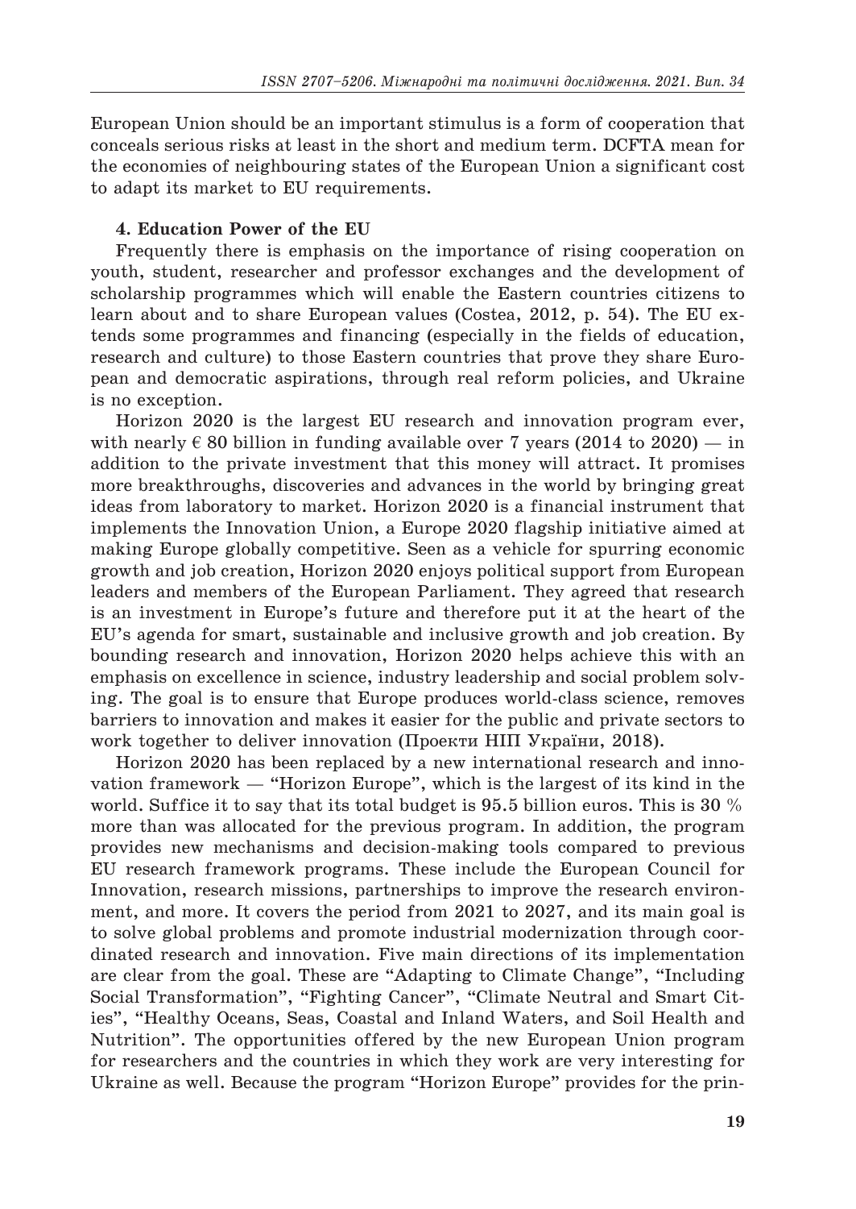European Union should be an important stimulus is a form of cooperation that conceals serious risks at least in the short and medium term. DCFTA mean for the economies of neighbouring states of the European Union a significant cost to adapt its market to EU requirements.

**4. Education Power of the EU**

Frequently there is emphasis on the importance of rising cooperation on youth, student, researcher and professor exchanges and the development of scholarship programmes which will enable the Eastern countries citizens to learn about and to share European values (Costea, 2012, p. 54). The EU extends some programmes and financing (especially in the fields of education, research and culture) to those Eastern countries that prove they share European and democratic aspirations, through real reform policies, and Ukraine is no exception.

Horizon 2020 is the largest EU research and innovation program ever, with nearly € 80 billion in funding available over 7 years (2014 to 2020) — in addition to the private investment that this money will attract. It promises more breakthroughs, discoveries and advances in the world by bringing great ideas from laboratory to market. Horizon 2020 is a financial instrument that implements the Innovation Union, a Europe 2020 flagship initiative aimed at making Europe globally competitive. Seen as a vehicle for spurring economic growth and job creation, Horizon 2020 enjoys political support from European leaders and members of the European Parliament. They agreed that research is an investment in Europe's future and therefore put it at the heart of the EU's agenda for smart, sustainable and inclusive growth and job creation. By bounding research and innovation, Horizon 2020 helps achieve this with an emphasis on excellence in science, industry leadership and social problem solving. The goal is to ensure that Europe produces world-class science, removes barriers to innovation and makes it easier for the public and private sectors to work together to deliver innovation (Проекти НІП України, 2018).

Horizon 2020 has been replaced by a new international research and innovation framework — "Horizon Europe", which is the largest of its kind in the world. Suffice it to say that its total budget is 95.5 billion euros. This is 30 % more than was allocated for the previous program. In addition, the program provides new mechanisms and decision-making tools compared to previous EU research framework programs. These include the European Council for Innovation, research missions, partnerships to improve the research environment, and more. It covers the period from 2021 to 2027, and its main goal is to solve global problems and promote industrial modernization through coordinated research and innovation. Five main directions of its implementation are clear from the goal. These are "Adapting to Climate Change", "Including Social Transformation", "Fighting Cancer", "Climate Neutral and Smart Cities", "Healthy Oceans, Seas, Coastal and Inland Waters, and Soil Health and Nutrition". The opportunities offered by the new European Union program for researchers and the countries in which they work are very interesting for Ukraine as well. Because the program "Horizon Europe" provides for the prin-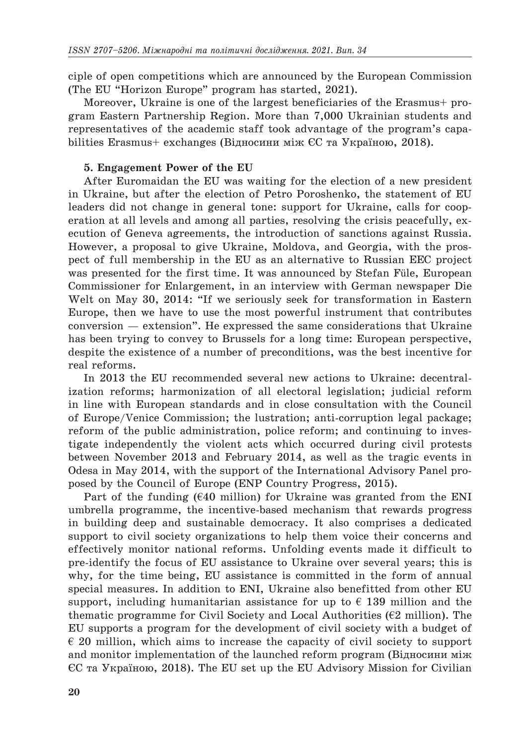ciple of open competitions which are announced by the European Commission (The EU "Horizon Europe" program has started, 2021).

Moreover, Ukraine is one of the largest beneficiaries of the Erasmus+ program Eastern Partnership Region. More than 7,000 Ukrainian students and representatives of the academic staff took advantage of the program's capabilities Erasmus+ exchanges (Відносини між ЄС та Україною, 2018).

**5. Engagement Power of the EU**

After Euromaidan the EU was waiting for the election of a new president in Ukraine, but after the election of Petro Poroshenko, the statement of EU leaders did not change in general tone: support for Ukraine, calls for cooperation at all levels and among all parties, resolving the crisis peacefully, execution of Geneva agreements, the introduction of sanctions against Russia. However, a proposal to give Ukraine, Moldova, and Georgia, with the prospect of full membership in the EU as an alternative to Russian EEC project was presented for the first time. It was announced by Stefan Füle, European Commissioner for Enlargement, in an interview with German newspaper Die Welt on May 30, 2014: "If we seriously seek for transformation in Eastern Europe, then we have to use the most powerful instrument that contributes conversion — extension". He expressed the same considerations that Ukraine has been trying to convey to Brussels for a long time: European perspective, despite the existence of a number of preconditions, was the best incentive for real reforms.

In 2013 the EU recommended several new actions to Ukraine: decentralization reforms; harmonization of all electoral legislation; judicial reform in line with European standards and in close consultation with the Council of Europe/Venice Commission; the lustration; anti-corruption legal package; reform of the public administration, police reform; and continuing to investigate independently the violent acts which occurred during civil protests between November 2013 and February 2014, as well as the tragic events in Odesa in May 2014, with the support of the International Advisory Panel proposed by the Council of Europe (ENP Country Progress, 2015).

Part of the funding (€40 million) for Ukraine was granted from the ENI umbrella programme, the incentive-based mechanism that rewards progress in building deep and sustainable democracy. It also comprises a dedicated support to civil society organizations to help them voice their concerns and effectively monitor national reforms. Unfolding events made it difficult to pre-identify the focus of EU assistance to Ukraine over several years; this is why, for the time being, EU assistance is committed in the form of annual special measures. In addition to ENI, Ukraine also benefitted from other EU support, including humanitarian assistance for up to € 139 million and the thematic programme for Civil Society and Local Authorities (€2 million). The EU supports a program for the development of civil society with a budget of € 20 million, which aims to increase the capacity of civil society to support and monitor implementation of the launched reform program (Відносини між ЄС та Україною, 2018). The EU set up the EU Advisory Mission for Civilian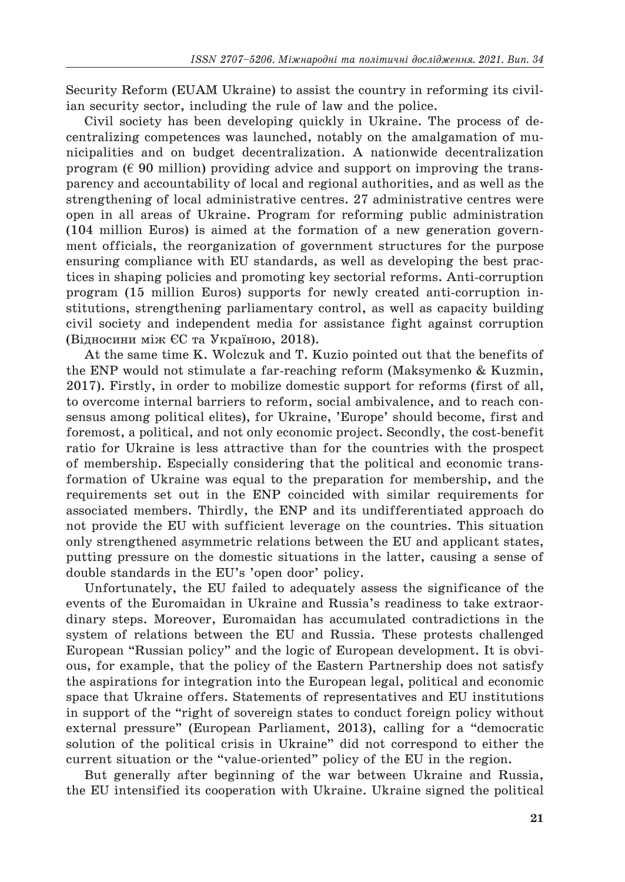Security Reform (EUAM Ukraine) to assist the country in reforming its civilian security sector, including the rule of law and the police.

Civil society has been developing quickly in Ukraine. The process of decentralizing competences was launched, notably on the amalgamation of municipalities and on budget decentralization. A nationwide decentralization program (€ 90 million) providing advice and support on improving the transparency and accountability of local and regional authorities, and as well as the strengthening of local administrative centres. 27 administrative centres were open in all areas of Ukraine. Program for reforming public administration (104 million Euros) is aimed at the formation of a new generation government officials, the reorganization of government structures for the purpose ensuring compliance with EU standards, as well as developing the best practices in shaping policies and promoting key sectorial reforms. Anti-corruption program (15 million Euros) supports for newly created anti-corruption institutions, strengthening parliamentary control, as well as capacity building civil society and independent media for assistance fight against corruption (Відносини між ЄС та Україною, 2018).

At the same time K. Wolczuk and T. Kuzio pointed out that the benefits of the ENP would not stimulate a far-reaching reform (Maksymenko & Kuzmin, 2017). Firstly, in order to mobilize domestic support for reforms (first of all, to overcome internal barriers to reform, social ambivalence, and to reach consensus among political elites), for Ukraine, 'Europe' should become, first and foremost, a political, and not only economic project. Secondly, the cost-benefit ratio for Ukraine is less attractive than for the countries with the prospect of membership. Especially considering that the political and economic transformation of Ukraine was equal to the preparation for membership, and the requirements set out in the ENP coincided with similar requirements for associated members. Thirdly, the ENP and its undifferentiated approach do not provide the EU with sufficient leverage on the countries. This situation only strengthened asymmetric relations between the EU and applicant states, putting pressure on the domestic situations in the latter, causing a sense of double standards in the EU's 'open door' policy.

Unfortunately, the EU failed to adequately assess the significance of the events of the Euromaidan in Ukraine and Russia's readiness to take extraordinary steps. Moreover, Euromaidan has accumulated contradictions in the system of relations between the EU and Russia. These protests challenged European "Russian policy" and the logic of European development. It is obvious, for example, that the policy of the Eastern Partnership does not satisfy the aspirations for integration into the European legal, political and economic space that Ukraine offers. Statements of representatives and EU institutions in support of the "right of sovereign states to conduct foreign policy without external pressure" (European Parliament, 2013), calling for a "democratic solution of the political crisis in Ukraine" did not correspond to either the current situation or the "value-oriented" policy of the EU in the region.

But generally after beginning of the war between Ukraine and Russia, the EU intensified its cooperation with Ukraine. Ukraine signed the political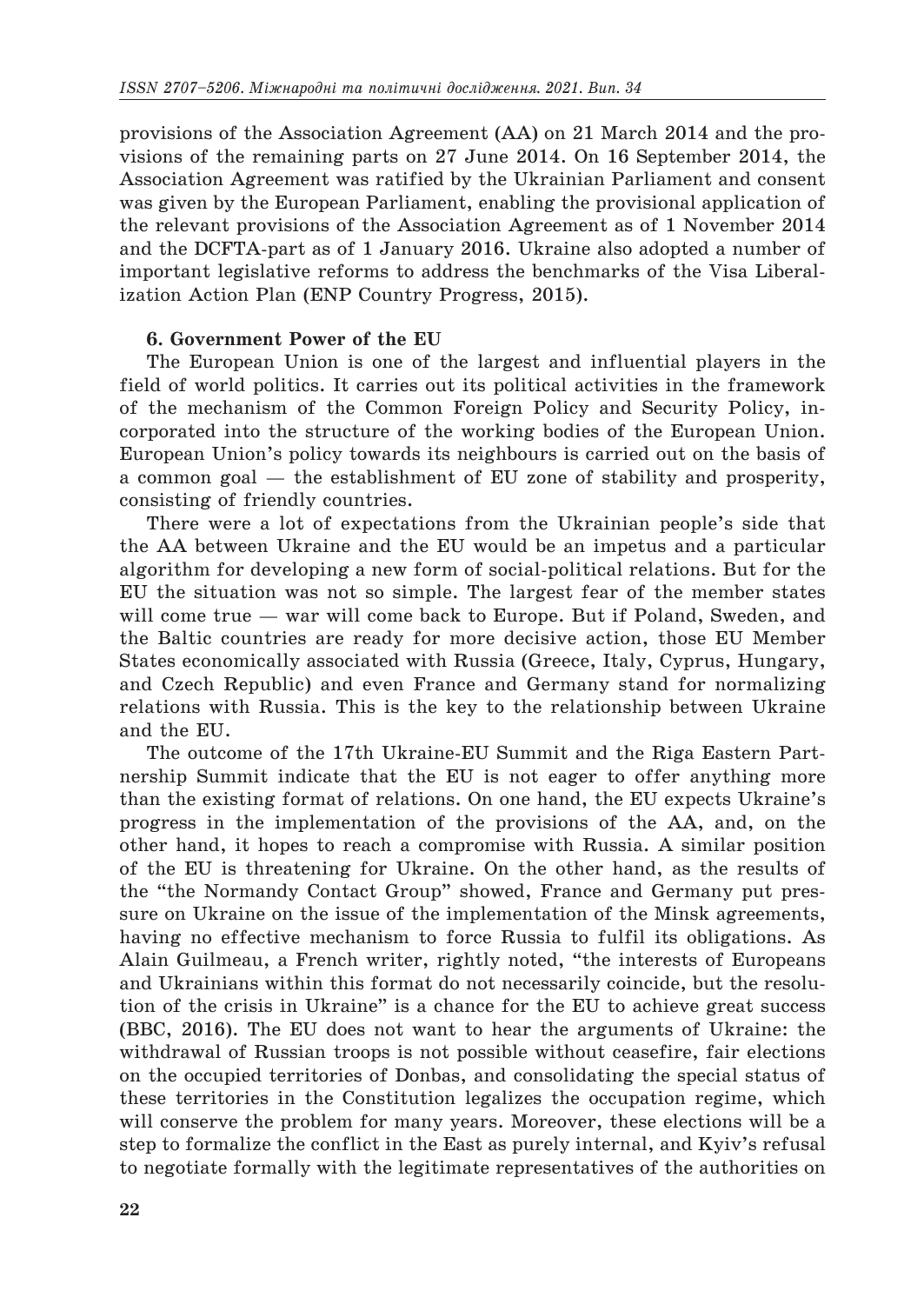provisions of the Association Agreement (AA) on 21 March 2014 and the provisions of the remaining parts on 27 June 2014. On 16 September 2014, the Association Agreement was ratified by the Ukrainian Parliament and consent was given by the European Parliament, enabling the provisional application of the relevant provisions of the Association Agreement as of 1 November 2014 and the DCFTA-part as of 1 January 2016. Ukraine also adopted a number of important legislative reforms to address the benchmarks of the Visa Liberalization Action Plan (ENP Country Progress, 2015).

### 6. Government Power of the EU

The European Union is one of the largest and influential players in the field of world politics. It carries out its political activities in the framework of the mechanism of the Common Foreign Policy and Security Policy, incorporated into the structure of the working bodies of the European Union. European Union's policy towards its neighbours is carried out on the basis of a common goal — the establishment of EU zone of stability and prosperity, consisting of friendly countries.

There were a lot of expectations from the Ukrainian people's side that the AA between Ukraine and the EU would be an impetus and a particular algorithm for developing a new form of social-political relations. But for the EU the situation was not so simple. The largest fear of the member states will come true — war will come back to Europe. But if Poland, Sweden, and the Baltic countries are ready for more decisive action, those EU Member States economically associated with Russia (Greece, Italy, Cyprus, Hungary, and Czech Republic) and even France and Germany stand for normalizing relations with Russia. This is the key to the relationship between Ukraine and the EU.

The outcome of the 17th Ukraine-EU Summit and the Riga Eastern Partnership Summit indicate that the EU is not eager to offer anything more than the existing format of relations. On one hand, the EU expects Ukraine's progress in the implementation of the provisions of the AA, and, on the other hand, it hopes to reach a compromise with Russia. A similar position of the EU is threatening for Ukraine. On the other hand, as the results of the "the Normandy Contact Group" showed, France and Germany put pressure on Ukraine on the issue of the implementation of the Minsk agreements, having no effective mechanism to force Russia to fulfil its obligations. As Alain Guilmeau, a French writer, rightly noted, "the interests of Europeans and Ukrainians within this format do not necessarily coincide, but the resolution of the crisis in Ukraine" is a chance for the EU to achieve great success (BBC, 2016). The EU does not want to hear the arguments of Ukraine: the withdrawal of Russian troops is not possible without ceasefire, fair elections on the occupied territories of Donbas, and consolidating the special status of these territories in the Constitution legalizes the occupation regime, which will conserve the problem for many years. Moreover, these elections will be a step to formalize the conflict in the East as purely internal, and Kyiv's refusal to negotiate formally with the legitimate representatives of the authorities on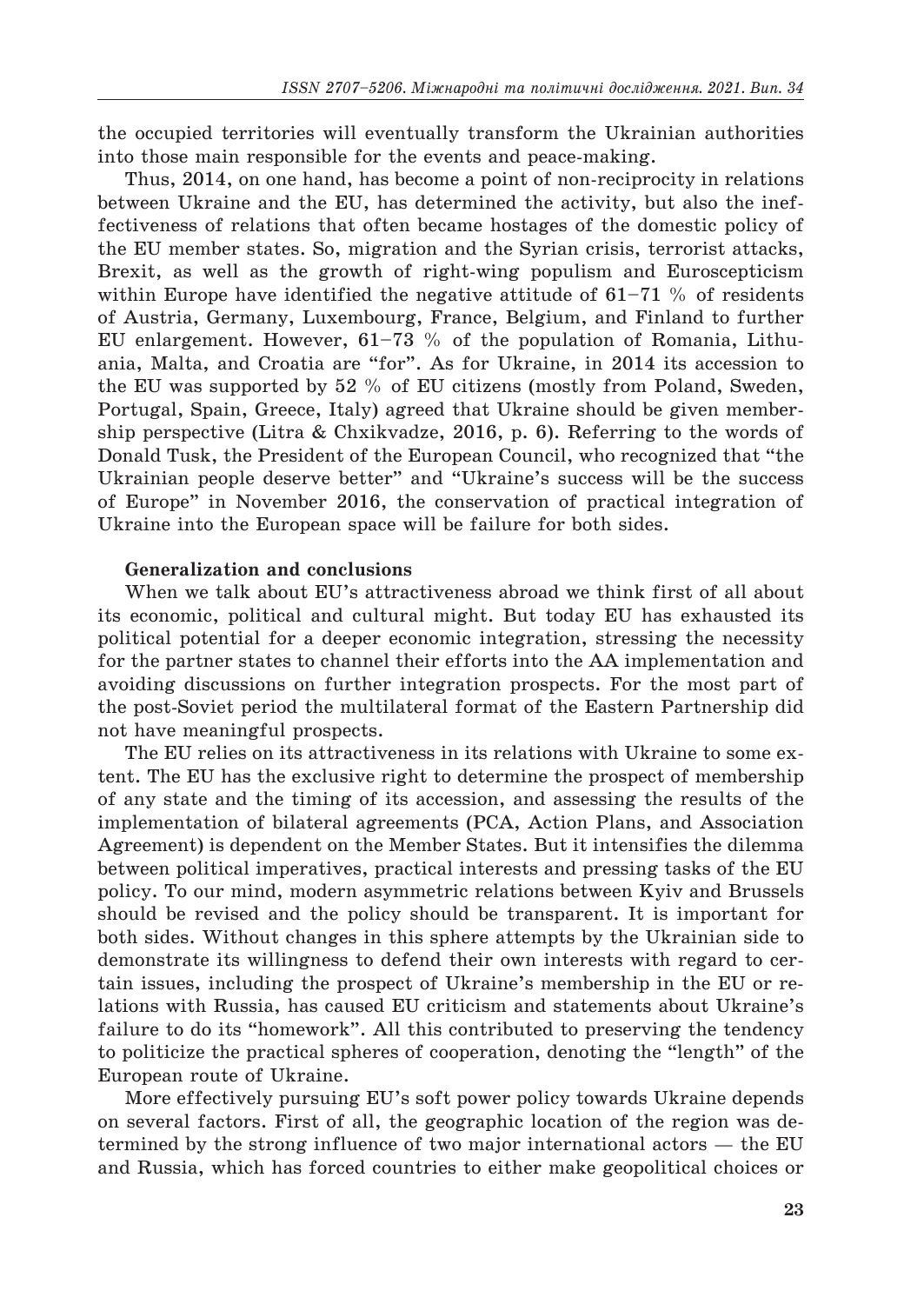the occupied territories will eventually transform the Ukrainian authorities into those main responsible for the events and peace-making.

Thus, 2014, on one hand, has become a point of non-reciprocity in relations between Ukraine and the EU, has determined the activity, but also the ineffectiveness of relations that often became hostages of the domestic policy of the EU member states. So, migration and the Syrian crisis, terrorist attacks, Brexit, as well as the growth of right-wing populism and Euroscepticism within Europe have identified the negative attitude of 61–71 % of residents of Austria, Germany, Luxembourg, France, Belgium, and Finland to further EU enlargement. However, 61–73 % of the population of Romania, Lithuania, Malta, and Croatia are "for". As for Ukraine, in 2014 its accession to the EU was supported by 52 % of EU citizens (mostly from Poland, Sweden, Portugal, Spain, Greece, Italy) agreed that Ukraine should be given membership perspective (Litra & Chxikvadze, 2016, p. 6). Referring to the words of Donald Tusk, the President of the European Council, who recognized that "the Ukrainian people deserve better" and "Ukraine's success will be the success of Europe" in November 2016, the conservation of practical integration of Ukraine into the European space will be failure for both sides.

**Generalization and conclusions**

When we talk about EU's attractiveness abroad we think first of all about its economic, political and cultural might. But today EU has exhausted its political potential for a deeper economic integration, stressing the necessity for the partner states to channel their efforts into the AA implementation and avoiding discussions on further integration prospects. For the most part of the post-Soviet period the multilateral format of the Eastern Partnership did not have meaningful prospects.

The EU relies on its attractiveness in its relations with Ukraine to some extent. The EU has the exclusive right to determine the prospect of membership of any state and the timing of its accession, and assessing the results of the implementation of bilateral agreements (PCA, Action Plans, and Association Agreement) is dependent on the Member States. But it intensifies the dilemma between political imperatives, practical interests and pressing tasks of the EU policy. To our mind, modern asymmetric relations between Kyiv and Brussels should be revised and the policy should be transparent. It is important for both sides. Without changes in this sphere attempts by the Ukrainian side to demonstrate its willingness to defend their own interests with regard to certain issues, including the prospect of Ukraine's membership in the EU or relations with Russia, has caused EU criticism and statements about Ukraine's failure to do its "homework". All this contributed to preserving the tendency to politicize the practical spheres of cooperation, denoting the "length" of the European route of Ukraine.

More effectively pursuing EU's soft power policy towards Ukraine depends on several factors. First of all, the geographic location of the region was determined by the strong influence of two major international actors — the EU and Russia, which has forced countries to either make geopolitical choices or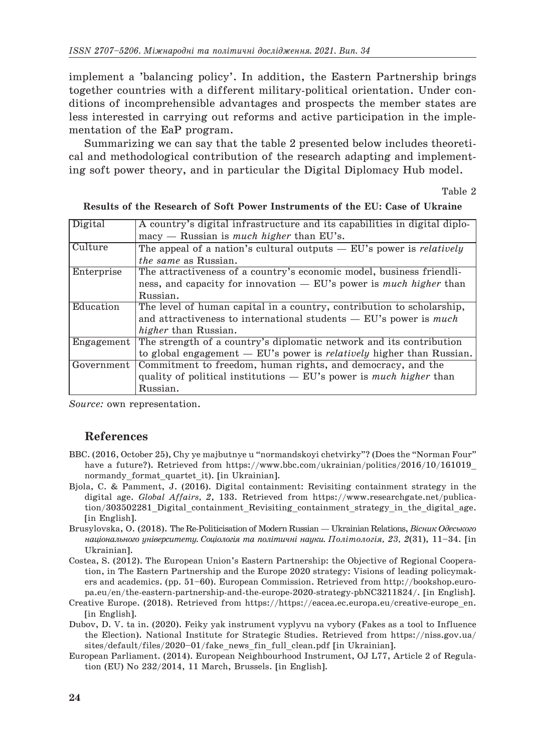implement a 'balancing policy'. In addition, the Eastern Partnership brings together countries with a different military-political orientation. Under conditions of incomprehensible advantages and prospects the member states are less interested in carrying out reforms and active participation in the implementation of the EaP program.

Summarizing we can say that the table 2 presented below includes theoretical and methodological contribution of the research adapting and implementing soft power theory, and in particular the Digital Diplomacy Hub model.

Table 2

**Results of the Research of Soft Power Instruments of the EU: Case of Ukraine**

| | |
|---|---|
| Digital | A country's digital infrastructure and its capabilities in digital diplomacy — Russian is *much higher* than EU's. |
| Culture | The appeal of a nation's cultural outputs — EU's power is *relatively the same* as Russian. |
| Enterprise | The attractiveness of a country's economic model, business friendliness, and capacity for innovation — EU's power is *much higher* than Russian. |
| Education | The level of human capital in a country, contribution to scholarship, and attractiveness to international students — EU's power is *much higher* than Russian. |
| Engagement | The strength of a country's diplomatic network and its contribution to global engagement — EU's power is *relatively* higher than Russian. |
| Government | Commitment to freedom, human rights, and democracy, and the quality of political institutions — EU's power is *much higher* than Russian. |

*Source:* own representation.

## References

BBC. (2016, October 25), Chy ye majbutnye u "normandskoyi chetvirky"? (Does the "Norman Four" have a future?). Retrieved from https://www.bbc.com/ukrainian/politics/2016/10/161019_normandy_format_quartet_it). [in Ukrainian].

Bjola, C. & Pamment, J. (2016). Digital containment: Revisiting containment strategy in the digital age. *Global Affairs, 2*, 133. Retrieved from https://www.researchgate.net/publication/303502281_Digital_containment_Revisiting_containment_strategy_in_the_digital_age. [in English].

Brusylovska, O. (2018). The Re-Politicisation of Modern Russian — Ukrainian Relations, *Вісник Одеського національного університету. Соціологія та політичні науки. Політологія, 23, 2*(31), 11–34. [in Ukrainian].

Costea, S. (2012). The European Union's Eastern Partnership: the Objective of Regional Cooperation, in The Eastern Partnership and the Europe 2020 strategy: Visions of leading policymakers and academics. (pp. 51–60). European Commission. Retrieved from http://bookshop.europa.eu/en/the-eastern-partnership-and-the-europe-2020-strategy-pbNC3211824/. [in English].

Creative Europe. (2018). Retrieved from https://https://eacea.ec.europa.eu/creative-europe_en. [in English].

Dubov, D. V. ta in. (2020). Feiky yak instrument vyplyvu na vybory (Fakes as a tool to Influence the Election). National Institute for Strategic Studies. Retrieved from https://niss.gov.ua/sites/default/files/2020-01/fake_news_fin_full_clean.pdf [in Ukrainian].

European Parliament. (2014). European Neighbourhood Instrument, OJ L77, Article 2 of Regulation (EU) No 232/2014, 11 March, Brussels. [in English].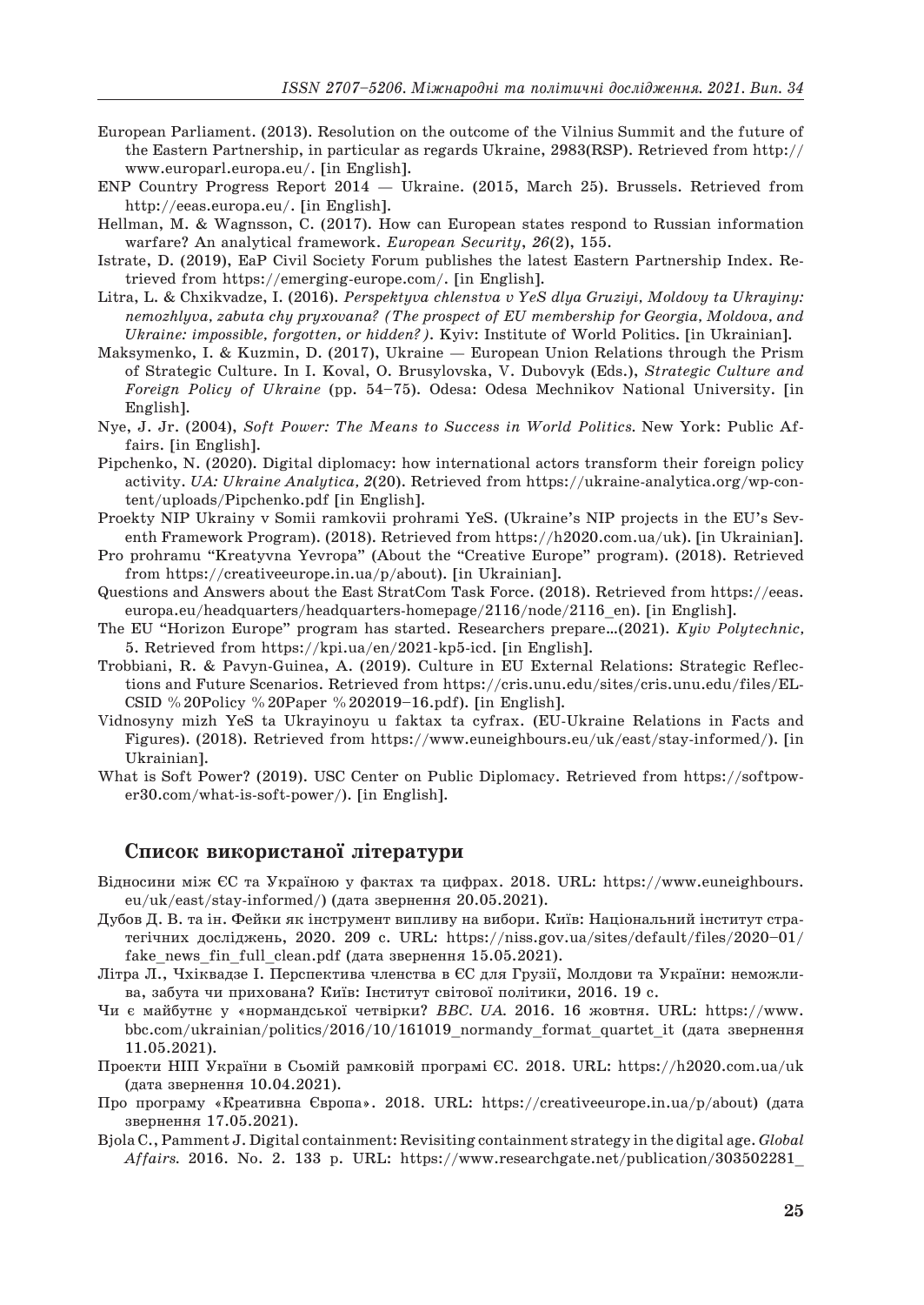European Parliament. (2013). Resolution on the outcome of the Vilnius Summit and the future of the Eastern Partnership, in particular as regards Ukraine, 2983(RSP). Retrieved from http://www.europarl.europa.eu/. [in English].

ENP Country Progress Report 2014 — Ukraine. (2015, March 25). Brussels. Retrieved from http://eeas.europa.eu/. [in English].

Hellman, M. & Wagnsson, C. (2017). How can European states respond to Russian information warfare? An analytical framework. *European Security*, *26*(2), 155.

Istrate, D. (2019), EaP Civil Society Forum publishes the latest Eastern Partnership Index. Retrieved from https://emerging-europe.com/. [in English].

Litra, L. & Chxikvadze, I. (2016). *Perspektyva chlenstva v YeS dlya Gruziyi, Moldovy ta Ukrayiny: nemozhlyva, zabuta chy pryxovana? (The prospect of EU membership for Georgia, Moldova, and Ukraine: impossible, forgotten, or hidden?)*. Kyiv: Institute of World Politics. [in Ukrainian].

Maksymenko, I. & Kuzmin, D. (2017), Ukraine — European Union Relations through the Prism of Strategic Culture. In I. Koval, O. Brusylovska, V. Dubovyk (Eds.), *Strategic Culture and Foreign Policy of Ukraine* (pp. 54–75). Odesa: Odesa Mechnikov National University. [in English].

Nye, J. Jr. (2004), *Soft Power: The Means to Success in World Politics.* New York: Public Affairs. [in English].

Pipchenko, N. (2020). Digital diplomacy: how international actors transform their foreign policy activity. *UA: Ukraine Analytica, 2*(20). Retrieved from https://ukraine-analytica.org/wp-content/uploads/Pipchenko.pdf [in English].

Proekty NIP Ukrainy v Somii ramkovii prohrami YeS. (Ukraine's NIP projects in the EU's Seventh Framework Program). (2018). Retrieved from https://h2020.com.ua/uk). [in Ukrainian].

Pro prohramu "Kreatyvna Yevropa" (About the "Creative Europe" program). (2018). Retrieved from https://creativeeurope.in.ua/p/about). [in Ukrainian].

Questions and Answers about the East StratCom Task Force. (2018). Retrieved from https://eeas.europa.eu/headquarters/headquarters-homepage/2116/node/2116_en). [in English].

The EU "Horizon Europe" program has started. Researchers prepare...(2021). *Kyiv Polytechnic,* 5. Retrieved from https://kpi.ua/en/2021-kp5-icd. [in English].

Trobbiani, R. & Pavyn-Guinea, A. (2019). Culture in EU External Relations: Strategic Reflections and Future Scenarios. Retrieved from https://cris.unu.edu/sites/cris.unu.edu/files/EL-CSID %20Policy %20Paper %202019–16.pdf). [in English].

Vidnosyny mizh YeS ta Ukrayinoyu u faktax ta cyfrax. (EU-Ukraine Relations in Facts and Figures). (2018). Retrieved from https://www.euneighbours.eu/uk/east/stay-informed/). [in Ukrainian].

What is Soft Power? (2019). USC Center on Public Diplomacy. Retrieved from https://softpower30.com/what-is-soft-power/). [in English].

## Список використаної літератури

Відносини між ЄС та Україною у фактах та цифрах. 2018. URL: https://www.euneighbours.eu/uk/east/stay-informed/) (дата звернення 20.05.2021).

Дубов Д. В. та ін. Фейки як інструмент впливу на вибори. Київ: Національний інститут стратегічних досліджень, 2020. 209 с. URL: https://niss.gov.ua/sites/default/files/2020–01/fake_news_fin_full_clean.pdf (дата звернення 15.05.2021).

Літра Л., Чхіквадзе І. Перспектива членства в ЄС для Грузії, Молдови та України: неможлива, забута чи прихована? Київ: Інститут світової політики, 2016. 19 с.

Чи є майбутнє у «нормандської четвірки? *BBC. UA.* 2016. 16 жовтня. URL: https://www.bbc.com/ukrainian/politics/2016/10/161019_normandy_format_quartet_it (дата звернення 11.05.2021).

Проекти НІП України в Сьомій рамковій програмі ЄС. 2018. URL: https://h2020.com.ua/uk (дата звернення 10.04.2021).

Про програму «Креативна Європа». 2018. URL: https://creativeeurope.in.ua/p/about) (дата звернення 17.05.2021).

Bjola C., Pamment J. Digital containment: Revisiting containment strategy in the digital age. *Global Affairs.* 2016. No. 2. 133 p. URL: https://www.researchgate.net/publication/303502281_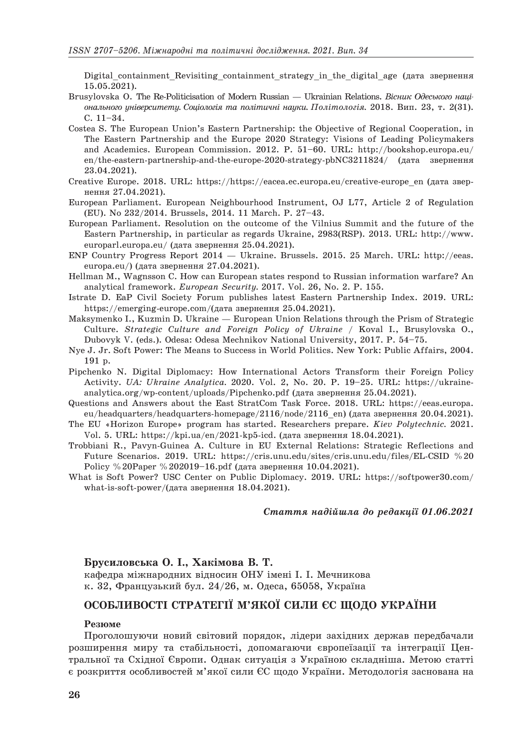Digital_containment_Revisiting_containment_strategy_in_the_digital_age (дата звернення 15.05.2021).

Brusylovska O. The Re-Politicisation of Modern Russian — Ukrainian Relations. *Вісник Одеського національного університету. Соціологія та політичні науки. Політологія*. 2018. Вип. 23, т. 2(31). С. 11–34.

Costea S. The European Union's Eastern Partnership: the Objective of Regional Cooperation, in The Eastern Partnership and the Europe 2020 Strategy: Visions of Leading Policymakers and Academics. European Commission. 2012. P. 51–60. URL: http://bookshop.europa.eu/en/the-eastern-partnership-and-the-europe-2020-strategy-pbNC3211824/ (дата звернення 23.04.2021).

Creative Europe. 2018. URL: https://https://eacea.ec.europa.eu/creative-europe_en (дата звернення 27.04.2021).

European Parliament. European Neighbourhood Instrument, OJ L77, Article 2 of Regulation (EU). No 232/2014. Brussels, 2014. 11 March. P. 27–43.

European Parliament. Resolution on the outcome of the Vilnius Summit and the future of the Eastern Partnership, in particular as regards Ukraine, 2983(RSP). 2013. URL: http://www.europarl.europa.eu/ (дата звернення 25.04.2021).

ENP Country Progress Report 2014 — Ukraine. Brussels. 2015. 25 March. URL: http://eeas.europa.eu/) (дата звернення 27.04.2021).

Hellman M., Wagnsson C. How can European states respond to Russian information warfare? An analytical framework. *European Security*. 2017. Vol. 26, No. 2. P. 155.

Istrate D. EaP Civil Society Forum publishes latest Eastern Partnership Index. 2019. URL: https://emerging-europe.com/(дата звернення 25.04.2021).

Maksymenko I., Kuzmin D. Ukraine — European Union Relations through the Prism of Strategic Culture. *Strategic Culture and Foreign Policy of Ukraine* / Koval I., Brusylovska O., Dubovyk V. (eds.). Odesa: Odesa Mechnikov National University, 2017. P. 54–75.

Nye J. Jr. Soft Power: The Means to Success in World Politics. New York: Public Affairs, 2004. 191 p.

Pipchenko N. Digital Diplomacy: How International Actors Transform their Foreign Policy Activity. *UA: Ukraine Analytica*. 2020. Vol. 2, No. 20. P. 19–25. URL: https://ukraine-analytica.org/wp-content/uploads/Pipchenko.pdf (дата звернення 25.04.2021).

Questions and Answers about the East StratCom Task Force. 2018. URL: https://eeas.europa.eu/headquarters/headquarters-homepage/2116/node/2116_en) (дата звернення 20.04.2021).

The EU «Horizon Europe» program has started. Researchers prepare. *Kiev Polytechnic*. 2021. Vol. 5. URL: https://kpi.ua/en/2021-kp5-icd. (дата звернення 18.04.2021).

Trobbiani R., Pavyn-Guinea A. Culture in EU External Relations: Strategic Reflections and Future Scenarios. 2019. URL: https://cris.unu.edu/sites/cris.unu.edu/files/EL-CSID %20 Policy %20Paper %202019–16.pdf (дата звернення 10.04.2021).

What is Soft Power? USC Center on Public Diplomacy. 2019. URL: https://softpower30.com/what-is-soft-power/(дата звернення 18.04.2021).

*Стаття надійшла до редакції 01.06.2021*

**Брусиловська О. І., Хакімова В. Т.**

кафедра міжнародних відносин ОНУ імені І. І. Мечникова

к. 32, Французький бул. 24/26, м. Одеса, 65058, Україна

## ОСОБЛИВОСТІ СТРАТЕГІЇ М'ЯКОЇ СИЛИ ЄС ЩОДО УКРАЇНИ

**Резюме**

Проголошуючи новий світовий порядок, лідери західних держав передбачали розширення миру та стабільності, допомагаючи європеїзації та інтеграції Центральної та Східної Європи. Однак ситуація з Україною складніша. Метою статті є розкриття особливостей м'якої сили ЄС щодо України. Методологія заснована на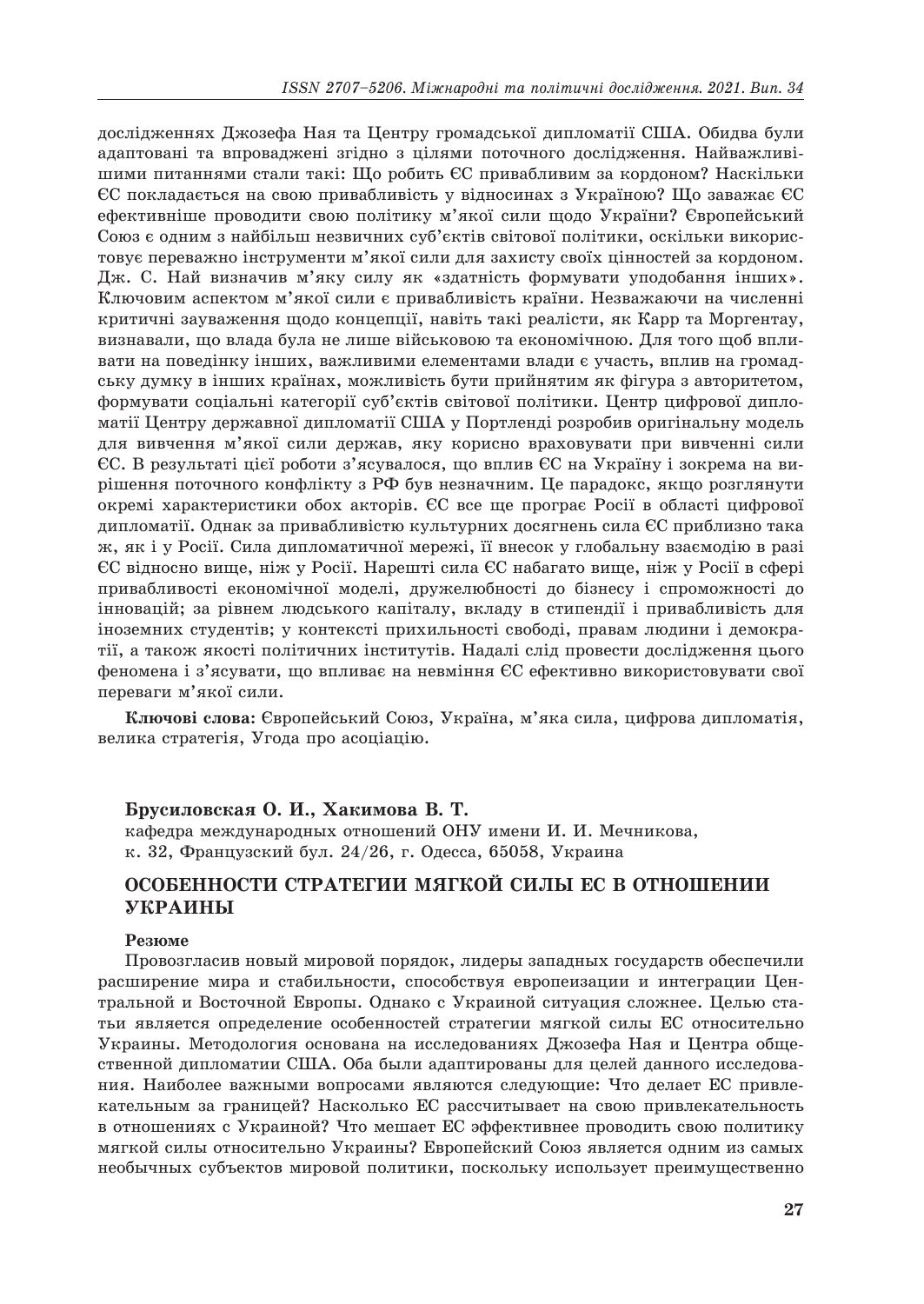дослідженнях Джозефа Ная та Центру громадської дипломатії США. Обидва були адаптовані та впроваджені згідно з цілями поточного дослідження. Найважливішими питаннями стали такі: Що робить ЄС привабливим за кордоном? Наскільки ЄС покладається на свою привабливість у відносинах з Україною? Що заважає ЄС ефективніше проводити свою політику м'якої сили щодо України? Європейський Союз є одним з найбільш незвичних суб'єктів світової політики, оскільки використовує переважно інструменти м'якої сили для захисту своїх цінностей за кордоном. Дж. С. Най визначив м'яку силу як «здатність формувати уподобання інших». Ключовим аспектом м'якої сили є привабливість країни. Незважаючи на численні критичні зауваження щодо концепції, навіть такі реалісти, як Карр та Моргентау, визнавали, що влада була не лише військовою та економічною. Для того щоб впливати на поведінку інших, важливими елементами влади є участь, вплив на громадську думку в інших країнах, можливість бути прийнятим як фігура з авторитетом, формувати соціальні категорії суб'єктів світової політики. Центр цифрової дипломатії Центру державної дипломатії США у Портленді розробив оригінальну модель для вивчення м'якої сили держав, яку корисно враховувати при вивченні сили ЄС. В результаті цієї роботи з'ясувалося, що вплив ЄС на Україну і зокрема на вирішення поточного конфлікту з РФ був незначним. Це парадокс, якщо розглянути окремі характеристики обох акторів. ЄС все ще програє Росії в області цифрової дипломатії. Однак за привабливістю культурних досягнень сила ЄС приблизно така ж, як і у Росії. Сила дипломатичної мережі, її внесок у глобальну взаємодію в разі ЄС відносно вище, ніж у Росії. Нарешті сила ЄС набагато вище, ніж у Росії в сфері привабливості економічної моделі, дружелюбності до бізнесу і спроможності до інновацій; за рівнем людського капіталу, вкладу в стипендії і привабливість для іноземних студентів; у контексті прихильності свободі, правам людини і демократії, а також якості політичних інститутів. Надалі слід провести дослідження цього феномена і з'ясувати, що впливає на невміння ЄС ефективно використовувати свої переваги м'якої сили.

**Ключові слова:** Європейський Союз, Україна, м'яка сила, цифрова дипломатія, велика стратегія, Угода про асоціацію.

**Брусиловская О. И., Хакимова В. Т.**
кафедра международных отношений ОНУ имени И. И. Мечникова,
к. 32, Французский бул. 24/26, г. Одесса, 65058, Украина

## ОСОБЕННОСТИ СТРАТЕГИИ МЯГКОЙ СИЛЫ ЕС В ОТНОШЕНИИ УКРАИНЫ

**Резюме**

Провозгласив новый мировой порядок, лидеры западных государств обеспечили расширение мира и стабильности, способствуя европеизации и интеграции Центральной и Восточной Европы. Однако с Украиной ситуация сложнее. Целью статьи является определение особенностей стратегии мягкой силы ЕС относительно Украины. Методология основана на исследованиях Джозефа Ная и Центра общественной дипломатии США. Оба были адаптированы для целей данного исследования. Наиболее важными вопросами являются следующие: Что делает ЕС привлекательным за границей? Насколько ЕС рассчитывает на свою привлекательность в отношениях с Украиной? Что мешает ЕС эффективнее проводить свою политику мягкой силы относительно Украины? Европейский Союз является одним из самых необычных субъектов мировой политики, поскольку использует преимущественно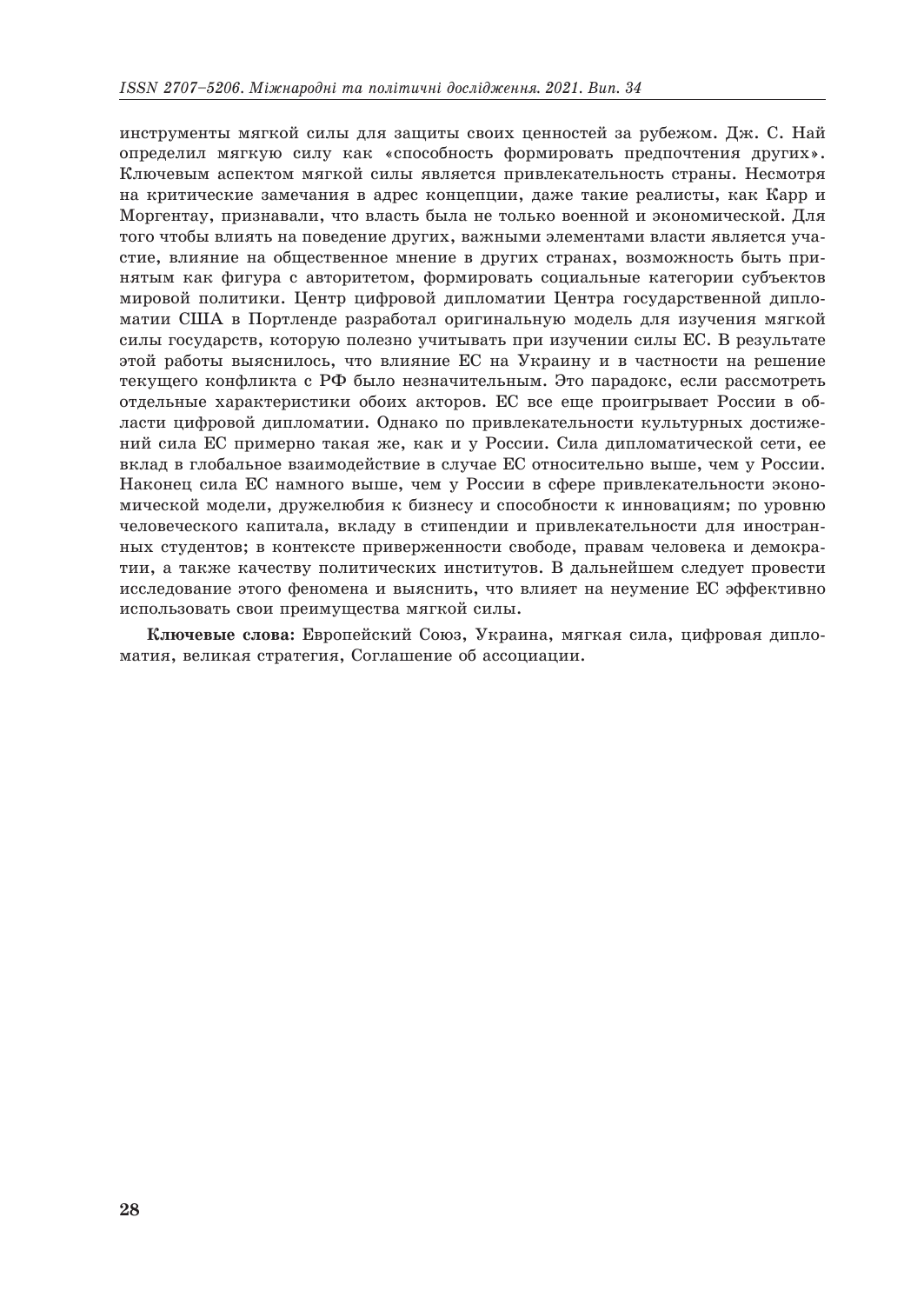инструменты мягкой силы для защиты своих ценностей за рубежом. Дж. С. Най определил мягкую силу как «способность формировать предпочтения других». Ключевым аспектом мягкой силы является привлекательность страны. Несмотря на критические замечания в адрес концепции, даже такие реалисты, как Карр и Моргентау, признавали, что власть была не только военной и экономической. Для того чтобы влиять на поведение других, важными элементами власти является участие, влияние на общественное мнение в других странах, возможность быть принятым как фигура с авторитетом, формировать социальные категории субъектов мировой политики. Центр цифровой дипломатии Центра государственной дипломатии США в Портленде разработал оригинальную модель для изучения мягкой силы государств, которую полезно учитывать при изучении силы ЕС. В результате этой работы выяснилось, что влияние ЕС на Украину и в частности на решение текущего конфликта с РФ было незначительным. Это парадокс, если рассмотреть отдельные характеристики обоих акторов. ЕС все еще проигрывает России в области цифровой дипломатии. Однако по привлекательности культурных достижений сила ЕС примерно такая же, как и у России. Сила дипломатической сети, ее вклад в глобальное взаимодействие в случае ЕС относительно выше, чем у России. Наконец сила ЕС намного выше, чем у России в сфере привлекательности экономической модели, дружелюбия к бизнесу и способности к инновациям; по уровню человеческого капитала, вкладу в стипендии и привлекательности для иностранных студентов; в контексте приверженности свободе, правам человека и демократии, а также качеству политических институтов. В дальнейшем следует провести исследование этого феномена и выяснить, что влияет на неумение ЕС эффективно использовать свои преимущества мягкой силы.

**Ключевые слова:** Европейский Союз, Украина, мягкая сила, цифровая дипломатия, великая стратегия, Соглашение об ассоциации.